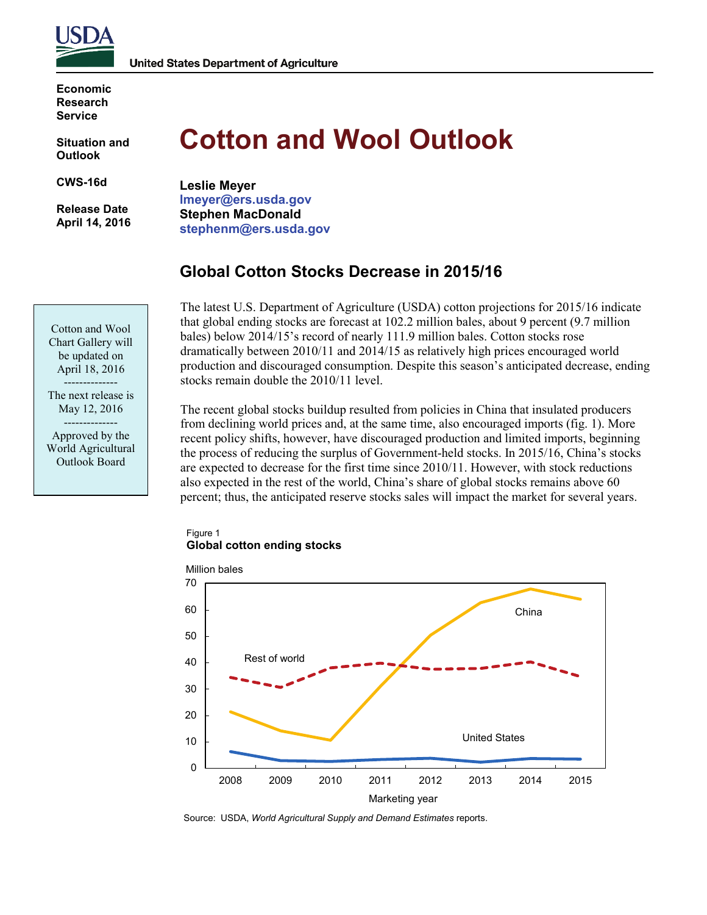USDA

United States Department of Agriculture

**Economic Research Service**

**Situation and Outlook**

**CWS-16d**

**Release Date April 14, 2016**

# Cotton and Wool Outlook

**Leslie Meyer**
lmeyer@ers.usda.gov
**Stephen MacDonald**
stephenm@ers.usda.gov

Cotton and Wool Chart Gallery will be updated on April 18, 2016

--------------

The next release is May 12, 2016

--------------

Approved by the World Agricultural Outlook Board

## Global Cotton Stocks Decrease in 2015/16

The latest U.S. Department of Agriculture (USDA) cotton projections for 2015/16 indicate that global ending stocks are forecast at 102.2 million bales, about 9 percent (9.7 million bales) below 2014/15's record of nearly 111.9 million bales. Cotton stocks rose dramatically between 2010/11 and 2014/15 as relatively high prices encouraged world production and discouraged consumption. Despite this season's anticipated decrease, ending stocks remain double the 2010/11 level.

The recent global stocks buildup resulted from policies in China that insulated producers from declining world prices and, at the same time, also encouraged imports (fig. 1). More recent policy shifts, however, have discouraged production and limited imports, beginning the process of reducing the surplus of Government-held stocks. In 2015/16, China's stocks are expected to decrease for the first time since 2010/11. However, with stock reductions also expected in the rest of the world, China's share of global stocks remains above 60 percent; thus, the anticipated reserve stocks sales will impact the market for several years.

Figure 1
**Global cotton ending stocks**

Source: USDA, *World Agricultural Supply and Demand Estimates* reports.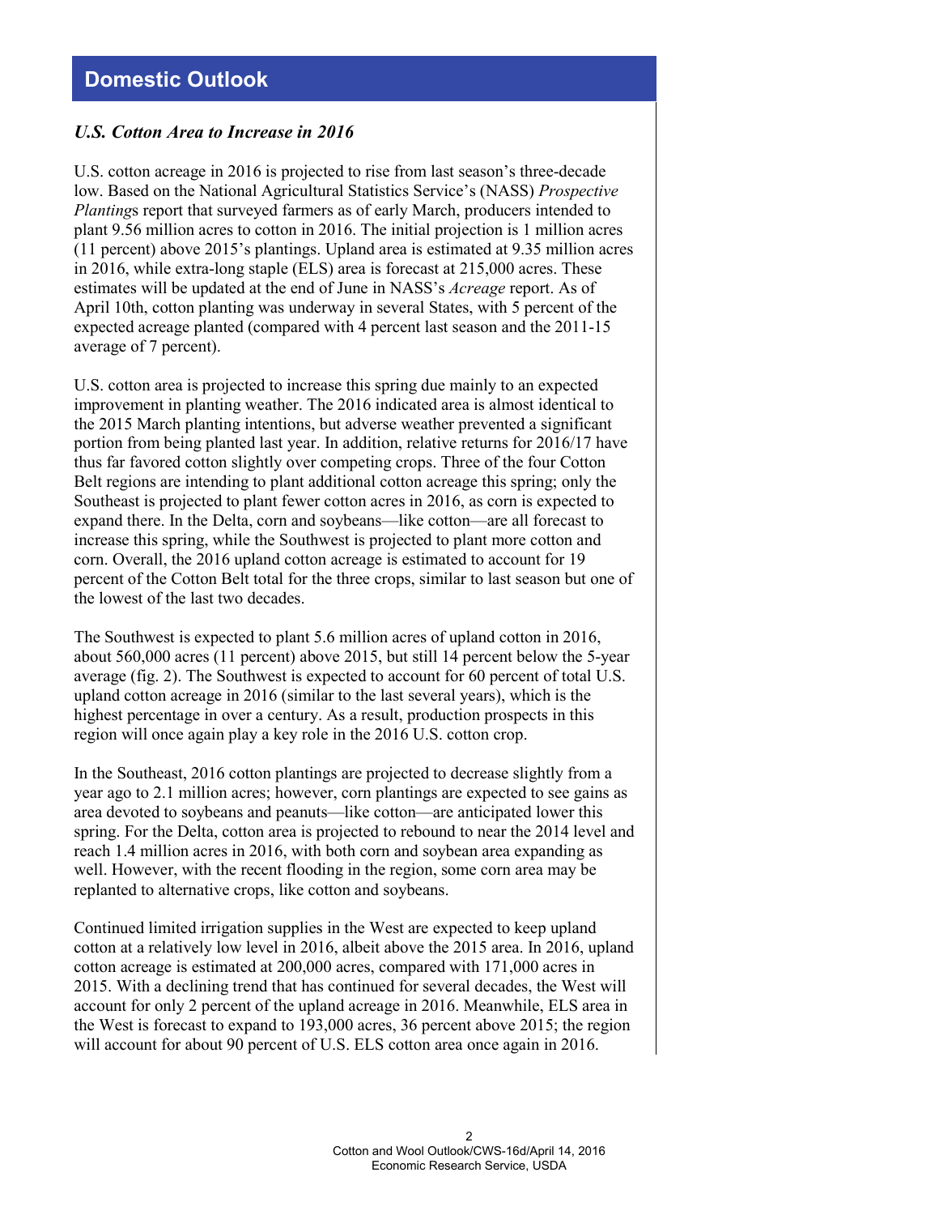## Domestic Outlook

### *U.S. Cotton Area to Increase in 2016*

U.S. cotton acreage in 2016 is projected to rise from last season's three-decade low. Based on the National Agricultural Statistics Service's (NASS) *Prospective Plantings* report that surveyed farmers as of early March, producers intended to plant 9.56 million acres to cotton in 2016. The initial projection is 1 million acres (11 percent) above 2015's plantings. Upland area is estimated at 9.35 million acres in 2016, while extra-long staple (ELS) area is forecast at 215,000 acres. These estimates will be updated at the end of June in NASS's *Acreage* report. As of April 10th, cotton planting was underway in several States, with 5 percent of the expected acreage planted (compared with 4 percent last season and the 2011-15 average of 7 percent).

U.S. cotton area is projected to increase this spring due mainly to an expected improvement in planting weather. The 2016 indicated area is almost identical to the 2015 March planting intentions, but adverse weather prevented a significant portion from being planted last year. In addition, relative returns for 2016/17 have thus far favored cotton slightly over competing crops. Three of the four Cotton Belt regions are intending to plant additional cotton acreage this spring; only the Southeast is projected to plant fewer cotton acres in 2016, as corn is expected to expand there. In the Delta, corn and soybeans—like cotton—are all forecast to increase this spring, while the Southwest is projected to plant more cotton and corn. Overall, the 2016 upland cotton acreage is estimated to account for 19 percent of the Cotton Belt total for the three crops, similar to last season but one of the lowest of the last two decades.

The Southwest is expected to plant 5.6 million acres of upland cotton in 2016, about 560,000 acres (11 percent) above 2015, but still 14 percent below the 5-year average (fig. 2). The Southwest is expected to account for 60 percent of total U.S. upland cotton acreage in 2016 (similar to the last several years), which is the highest percentage in over a century. As a result, production prospects in this region will once again play a key role in the 2016 U.S. cotton crop.

In the Southeast, 2016 cotton plantings are projected to decrease slightly from a year ago to 2.1 million acres; however, corn plantings are expected to see gains as area devoted to soybeans and peanuts—like cotton—are anticipated lower this spring. For the Delta, cotton area is projected to rebound to near the 2014 level and reach 1.4 million acres in 2016, with both corn and soybean area expanding as well. However, with the recent flooding in the region, some corn area may be replanted to alternative crops, like cotton and soybeans.

Continued limited irrigation supplies in the West are expected to keep upland cotton at a relatively low level in 2016, albeit above the 2015 area. In 2016, upland cotton acreage is estimated at 200,000 acres, compared with 171,000 acres in 2015. With a declining trend that has continued for several decades, the West will account for only 2 percent of the upland acreage in 2016. Meanwhile, ELS area in the West is forecast to expand to 193,000 acres, 36 percent above 2015; the region will account for about 90 percent of U.S. ELS cotton area once again in 2016.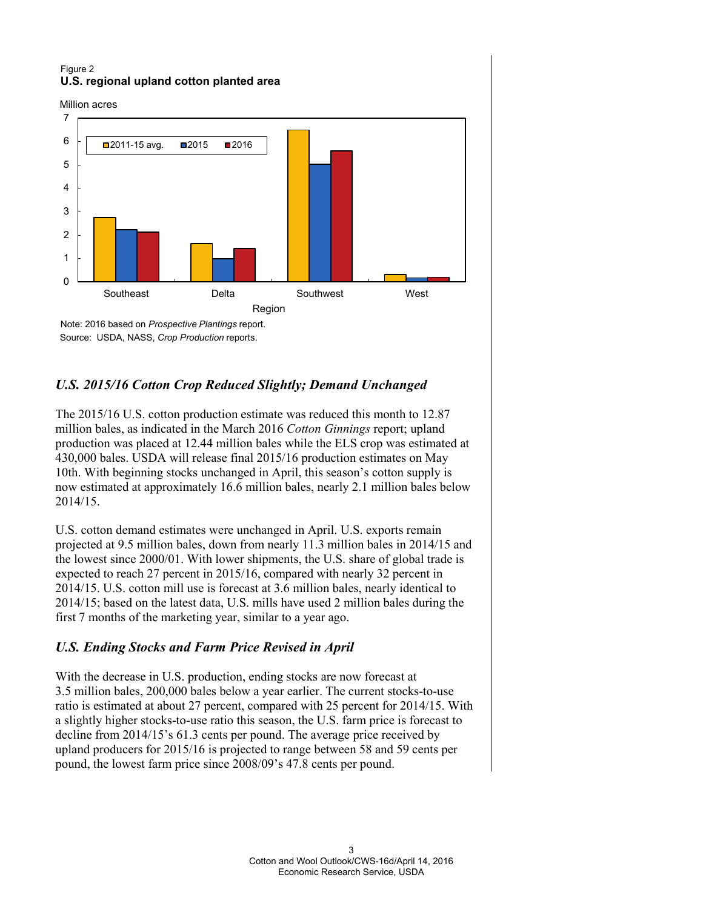Figure 2
**U.S. regional upland cotton planted area**

Note: 2016 based on *Prospective Plantings* report.
Source: USDA, NASS, *Crop Production* reports.

### *U.S. 2015/16 Cotton Crop Reduced Slightly; Demand Unchanged*

The 2015/16 U.S. cotton production estimate was reduced this month to 12.87 million bales, as indicated in the March 2016 *Cotton Ginnings* report; upland production was placed at 12.44 million bales while the ELS crop was estimated at 430,000 bales. USDA will release final 2015/16 production estimates on May 10th. With beginning stocks unchanged in April, this season's cotton supply is now estimated at approximately 16.6 million bales, nearly 2.1 million bales below 2014/15.

U.S. cotton demand estimates were unchanged in April. U.S. exports remain projected at 9.5 million bales, down from nearly 11.3 million bales in 2014/15 and the lowest since 2000/01. With lower shipments, the U.S. share of global trade is expected to reach 27 percent in 2015/16, compared with nearly 32 percent in 2014/15. U.S. cotton mill use is forecast at 3.6 million bales, nearly identical to 2014/15; based on the latest data, U.S. mills have used 2 million bales during the first 7 months of the marketing year, similar to a year ago.

### *U.S. Ending Stocks and Farm Price Revised in April*

With the decrease in U.S. production, ending stocks are now forecast at 3.5 million bales, 200,000 bales below a year earlier. The current stocks-to-use ratio is estimated at about 27 percent, compared with 25 percent for 2014/15. With a slightly higher stocks-to-use ratio this season, the U.S. farm price is forecast to decline from 2014/15's 61.3 cents per pound. The average price received by upland producers for 2015/16 is projected to range between 58 and 59 cents per pound, the lowest farm price since 2008/09's 47.8 cents per pound.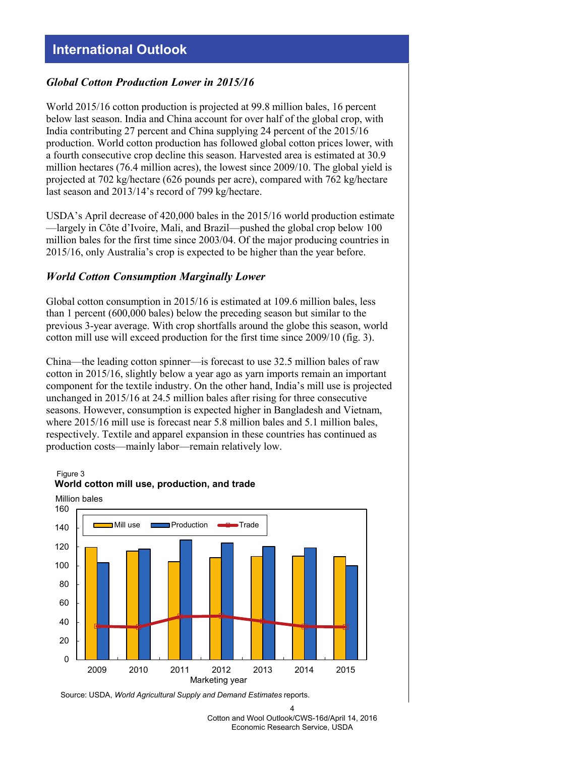## International Outlook

### *Global Cotton Production Lower in 2015/16*

World 2015/16 cotton production is projected at 99.8 million bales, 16 percent below last season. India and China account for over half of the global crop, with India contributing 27 percent and China supplying 24 percent of the 2015/16 production. World cotton production has followed global cotton prices lower, with a fourth consecutive crop decline this season. Harvested area is estimated at 30.9 million hectares (76.4 million acres), the lowest since 2009/10. The global yield is projected at 702 kg/hectare (626 pounds per acre), compared with 762 kg/hectare last season and 2013/14's record of 799 kg/hectare.

USDA's April decrease of 420,000 bales in the 2015/16 world production estimate—largely in Côte d'Ivoire, Mali, and Brazil—pushed the global crop below 100 million bales for the first time since 2003/04. Of the major producing countries in 2015/16, only Australia's crop is expected to be higher than the year before.

### *World Cotton Consumption Marginally Lower*

Global cotton consumption in 2015/16 is estimated at 109.6 million bales, less than 1 percent (600,000 bales) below the preceding season but similar to the previous 3-year average. With crop shortfalls around the globe this season, world cotton mill use will exceed production for the first time since 2009/10 (fig. 3).

China—the leading cotton spinner—is forecast to use 32.5 million bales of raw cotton in 2015/16, slightly below a year ago as yarn imports remain an important component for the textile industry. On the other hand, India's mill use is projected unchanged in 2015/16 at 24.5 million bales after rising for three consecutive seasons. However, consumption is expected higher in Bangladesh and Vietnam, where 2015/16 mill use is forecast near 5.8 million bales and 5.1 million bales, respectively. Textile and apparel expansion in these countries has continued as production costs—mainly labor—remain relatively low.

Figure 3
**World cotton mill use, production, and trade**

Source: USDA, *World Agricultural Supply and Demand Estimates* reports.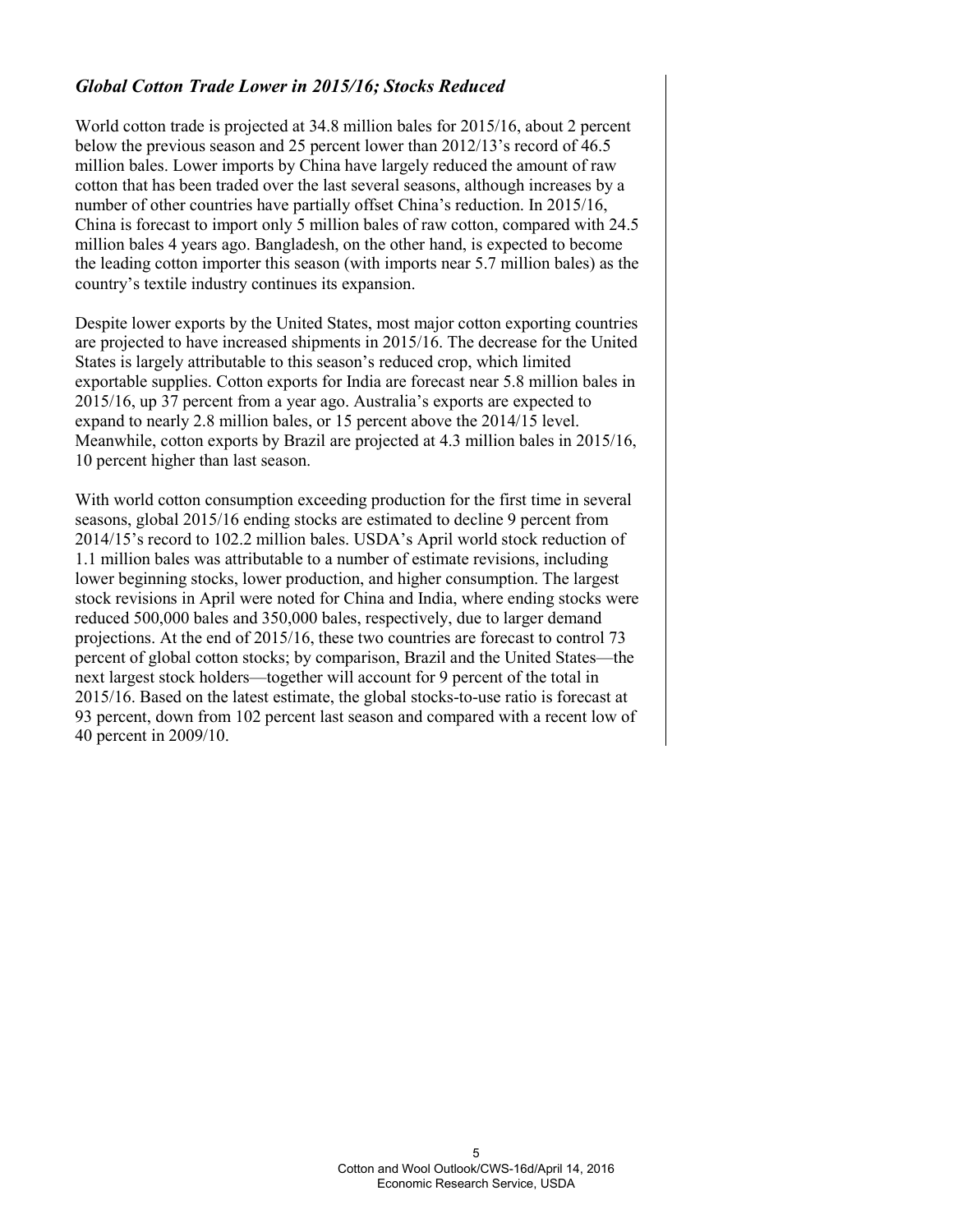### *Global Cotton Trade Lower in 2015/16; Stocks Reduced*

World cotton trade is projected at 34.8 million bales for 2015/16, about 2 percent below the previous season and 25 percent lower than 2012/13's record of 46.5 million bales. Lower imports by China have largely reduced the amount of raw cotton that has been traded over the last several seasons, although increases by a number of other countries have partially offset China's reduction. In 2015/16, China is forecast to import only 5 million bales of raw cotton, compared with 24.5 million bales 4 years ago. Bangladesh, on the other hand, is expected to become the leading cotton importer this season (with imports near 5.7 million bales) as the country's textile industry continues its expansion.

Despite lower exports by the United States, most major cotton exporting countries are projected to have increased shipments in 2015/16. The decrease for the United States is largely attributable to this season's reduced crop, which limited exportable supplies. Cotton exports for India are forecast near 5.8 million bales in 2015/16, up 37 percent from a year ago. Australia's exports are expected to expand to nearly 2.8 million bales, or 15 percent above the 2014/15 level. Meanwhile, cotton exports by Brazil are projected at 4.3 million bales in 2015/16, 10 percent higher than last season.

With world cotton consumption exceeding production for the first time in several seasons, global 2015/16 ending stocks are estimated to decline 9 percent from 2014/15's record to 102.2 million bales. USDA's April world stock reduction of 1.1 million bales was attributable to a number of estimate revisions, including lower beginning stocks, lower production, and higher consumption. The largest stock revisions in April were noted for China and India, where ending stocks were reduced 500,000 bales and 350,000 bales, respectively, due to larger demand projections. At the end of 2015/16, these two countries are forecast to control 73 percent of global cotton stocks; by comparison, Brazil and the United States—the next largest stock holders—together will account for 9 percent of the total in 2015/16. Based on the latest estimate, the global stocks-to-use ratio is forecast at 93 percent, down from 102 percent last season and compared with a recent low of 40 percent in 2009/10.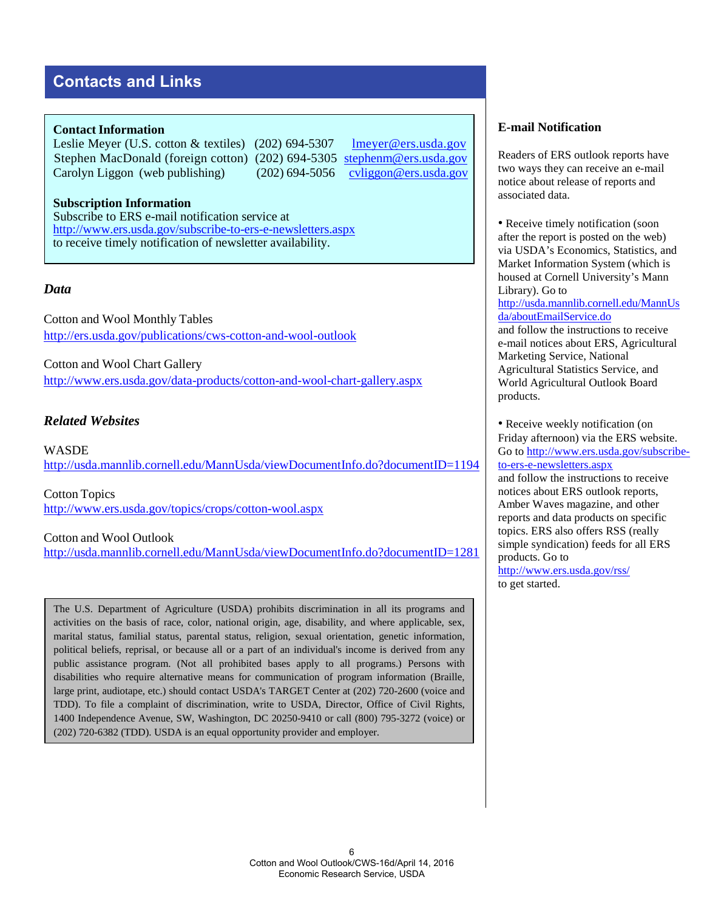## Contacts and Links

**Contact Information**

Leslie Meyer (U.S. cotton & textiles) (202) 694-5307 lmeyer@ers.usda.gov
Stephen MacDonald (foreign cotton) (202) 694-5305 stephenm@ers.usda.gov
Carolyn Liggon (web publishing) (202) 694-5056 cvliggon@ers.usda.gov

**Subscription Information**

Subscribe to ERS e-mail notification service at http://www.ers.usda.gov/subscribe-to-ers-e-newsletters.aspx to receive timely notification of newsletter availability.

### *Data*

Cotton and Wool Monthly Tables
http://ers.usda.gov/publications/cws-cotton-and-wool-outlook

Cotton and Wool Chart Gallery
http://www.ers.usda.gov/data-products/cotton-and-wool-chart-gallery.aspx

### *Related Websites*

WASDE
http://usda.mannlib.cornell.edu/MannUsda/viewDocumentInfo.do?documentID=1194

Cotton Topics
http://www.ers.usda.gov/topics/crops/cotton-wool.aspx

Cotton and Wool Outlook
http://usda.mannlib.cornell.edu/MannUsda/viewDocumentInfo.do?documentID=1281

The U.S. Department of Agriculture (USDA) prohibits discrimination in all its programs and activities on the basis of race, color, national origin, age, disability, and where applicable, sex, marital status, familial status, parental status, religion, sexual orientation, genetic information, political beliefs, reprisal, or because all or a part of an individual's income is derived from any public assistance program. (Not all prohibited bases apply to all programs.) Persons with disabilities who require alternative means for communication of program information (Braille, large print, audiotape, etc.) should contact USDA's TARGET Center at (202) 720-2600 (voice and TDD). To file a complaint of discrimination, write to USDA, Director, Office of Civil Rights, 1400 Independence Avenue, SW, Washington, DC 20250-9410 or call (800) 795-3272 (voice) or (202) 720-6382 (TDD). USDA is an equal opportunity provider and employer.

### E-mail Notification

Readers of ERS outlook reports have two ways they can receive an e-mail notice about release of reports and associated data.

- Receive timely notification (soon after the report is posted on the web) via USDA's Economics, Statistics, and Market Information System (which is housed at Cornell University's Mann Library). Go to http://usda.mannlib.cornell.edu/MannUsda/aboutEmailService.do and follow the instructions to receive e-mail notices about ERS, Agricultural Marketing Service, National Agricultural Statistics Service, and World Agricultural Outlook Board products.

- Receive weekly notification (on Friday afternoon) via the ERS website. Go to http://www.ers.usda.gov/subscribe-to-ers-e-newsletters.aspx and follow the instructions to receive notices about ERS outlook reports, Amber Waves magazine, and other reports and data products on specific topics. ERS also offers RSS (really simple syndication) feeds for all ERS products. Go to http://www.ers.usda.gov/rss/ to get started.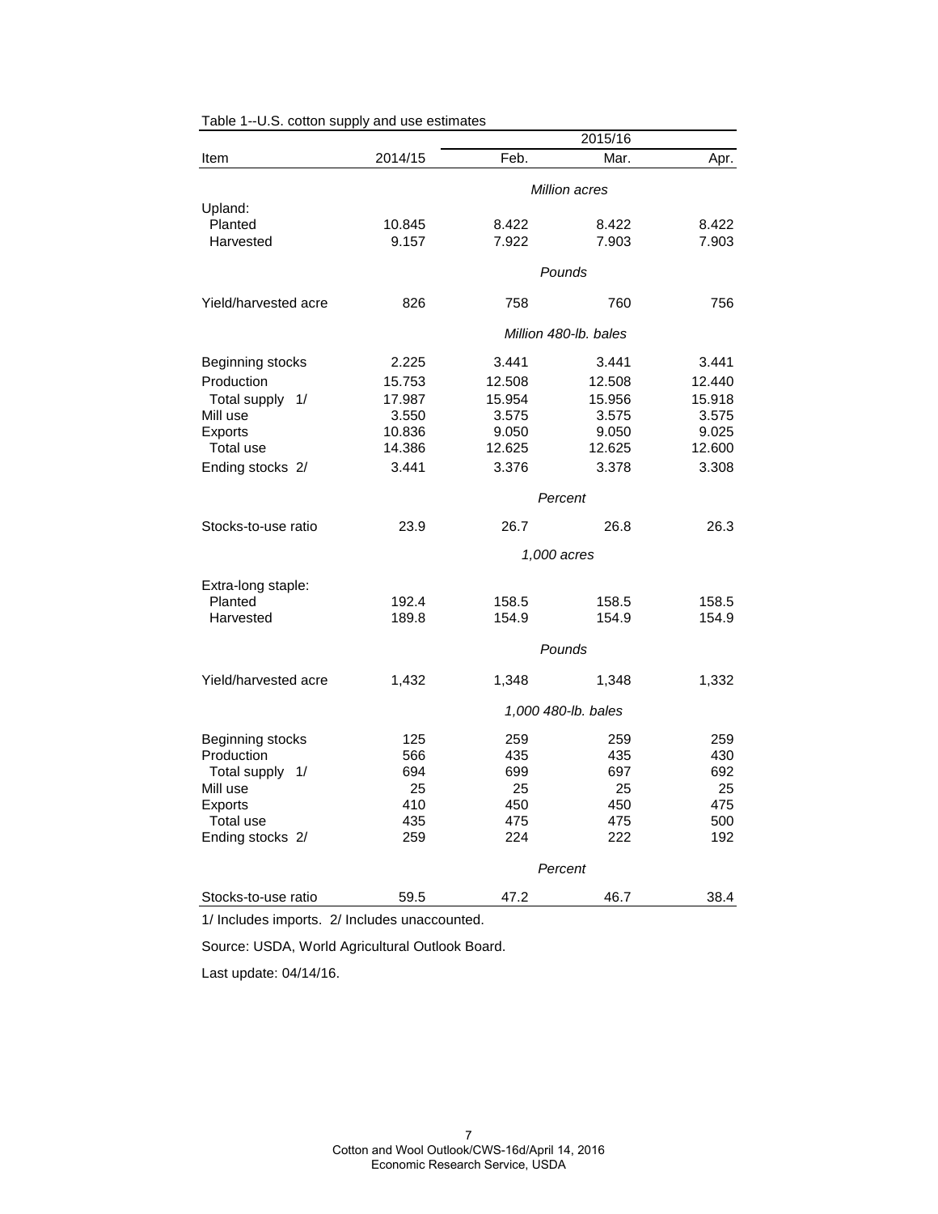Table 1--U.S. cotton supply and use estimates

| Item | 2014/15 | 2015/16 | | |
|---|---|---|---|---|
| | | Feb. | Mar. | Apr. |
| | | *Million acres* | | |
| Upland: | | | | |
| Planted | 10.845 | 8.422 | 8.422 | 8.422 |
| Harvested | 9.157 | 7.922 | 7.903 | 7.903 |
| | | *Pounds* | | |
| Yield/harvested acre | 826 | 758 | 760 | 756 |
| | | *Million 480-lb. bales* | | |
| Beginning stocks | 2.225 | 3.441 | 3.441 | 3.441 |
| Production | 15.753 | 12.508 | 12.508 | 12.440 |
| Total supply 1/ | 17.987 | 15.954 | 15.956 | 15.918 |
| Mill use | 3.550 | 3.575 | 3.575 | 3.575 |
| Exports | 10.836 | 9.050 | 9.050 | 9.025 |
| Total use | 14.386 | 12.625 | 12.625 | 12.600 |
| Ending stocks 2/ | 3.441 | 3.376 | 3.378 | 3.308 |
| | | *Percent* | | |
| Stocks-to-use ratio | 23.9 | 26.7 | 26.8 | 26.3 |
| | | *1,000 acres* | | |
| Extra-long staple: | | | | |
| Planted | 192.4 | 158.5 | 158.5 | 158.5 |
| Harvested | 189.8 | 154.9 | 154.9 | 154.9 |
| | | *Pounds* | | |
| Yield/harvested acre | 1,432 | 1,348 | 1,348 | 1,332 |
| | | *1,000 480-lb. bales* | | |
| Beginning stocks | 125 | 259 | 259 | 259 |
| Production | 566 | 435 | 435 | 430 |
| Total supply 1/ | 694 | 699 | 697 | 692 |
| Mill use | 25 | 25 | 25 | 25 |
| Exports | 410 | 450 | 450 | 475 |
| Total use | 435 | 475 | 475 | 500 |
| Ending stocks 2/ | 259 | 224 | 222 | 192 |
| | | *Percent* | | |
| Stocks-to-use ratio | 59.5 | 47.2 | 46.7 | 38.4 |

1/ Includes imports. 2/ Includes unaccounted.

Source: USDA, World Agricultural Outlook Board.

Last update: 04/14/16.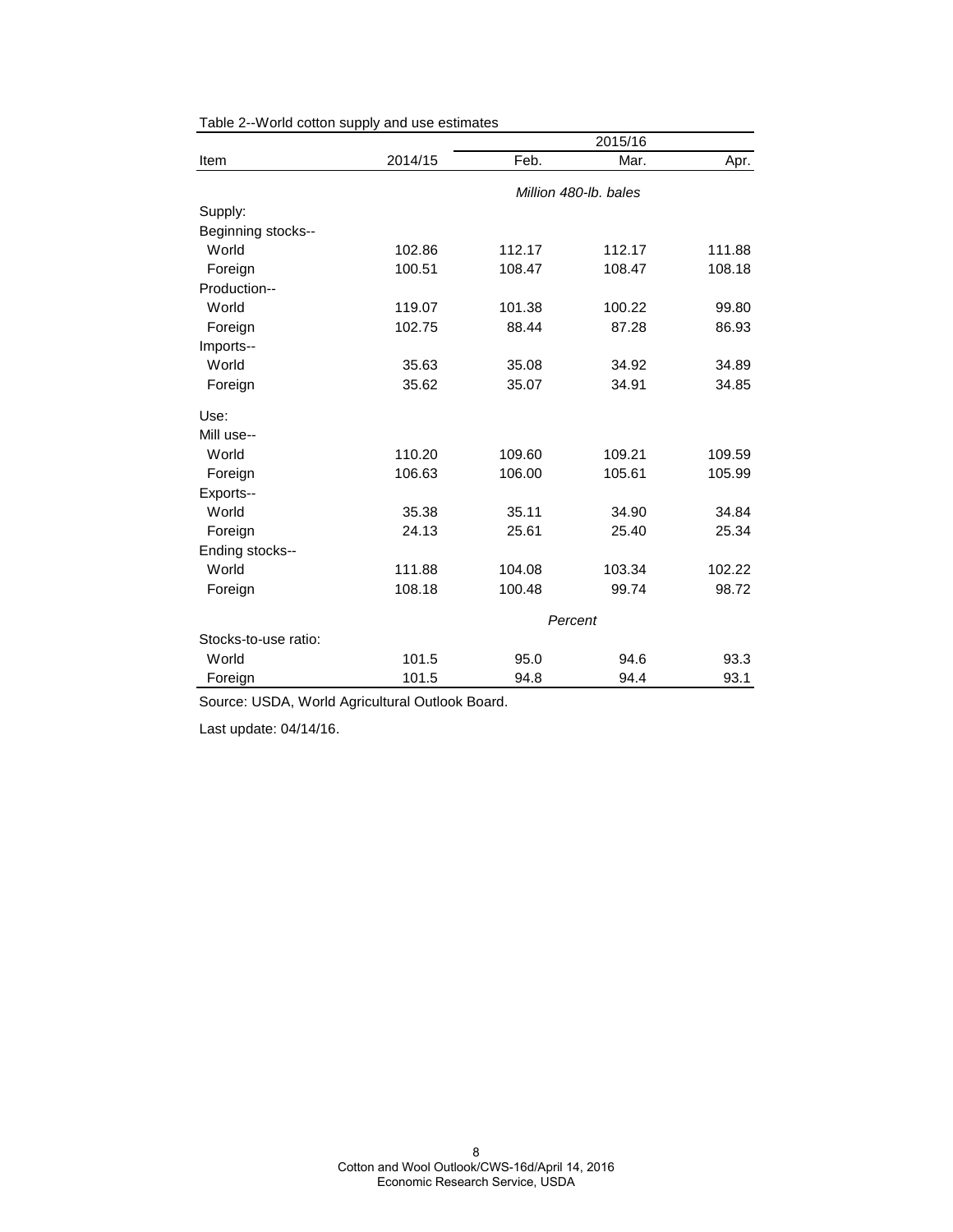Table 2--World cotton supply and use estimates

| Item | 2014/15 | 2015/16 | | |
|---|---|---|---|---|
| | | Feb. | Mar. | Apr. |
| | | *Million 480-lb. bales* | | |
| Supply: | | | | |
| Beginning stocks-- | | | | |
| World | 102.86 | 112.17 | 112.17 | 111.88 |
| Foreign | 100.51 | 108.47 | 108.47 | 108.18 |
| Production-- | | | | |
| World | 119.07 | 101.38 | 100.22 | 99.80 |
| Foreign | 102.75 | 88.44 | 87.28 | 86.93 |
| Imports-- | | | | |
| World | 35.63 | 35.08 | 34.92 | 34.89 |
| Foreign | 35.62 | 35.07 | 34.91 | 34.85 |
| Use: | | | | |
| Mill use-- | | | | |
| World | 110.20 | 109.60 | 109.21 | 109.59 |
| Foreign | 106.63 | 106.00 | 105.61 | 105.99 |
| Exports-- | | | | |
| World | 35.38 | 35.11 | 34.90 | 34.84 |
| Foreign | 24.13 | 25.61 | 25.40 | 25.34 |
| Ending stocks-- | | | | |
| World | 111.88 | 104.08 | 103.34 | 102.22 |
| Foreign | 108.18 | 100.48 | 99.74 | 98.72 |
| | | *Percent* | | |
| Stocks-to-use ratio: | | | | |
| World | 101.5 | 95.0 | 94.6 | 93.3 |
| Foreign | 101.5 | 94.8 | 94.4 | 93.1 |

Source: USDA, World Agricultural Outlook Board.

Last update: 04/14/16.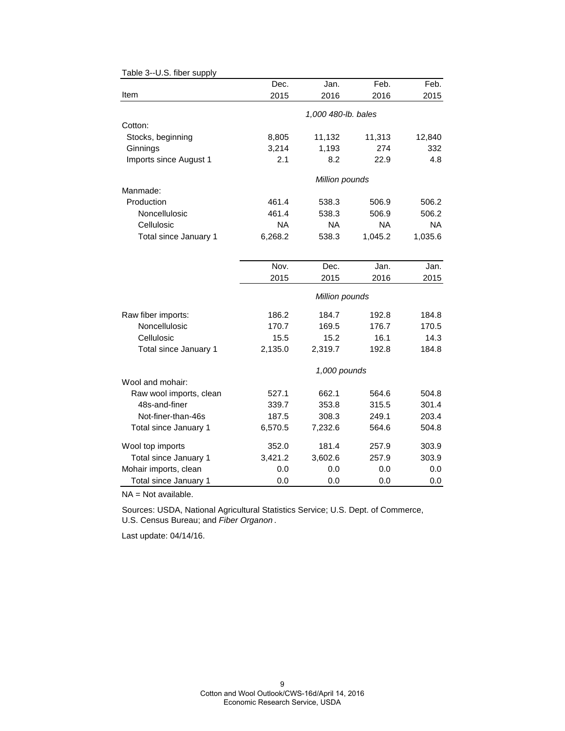Table 3--U.S. fiber supply

| Item | Dec. 2015 | Jan. 2016 | Feb. 2016 | Feb. 2015 |
|---|---|---|---|---|
| | *1,000 480-lb. bales* | | | |
| Cotton: | | | | |
| Stocks, beginning | 8,805 | 11,132 | 11,313 | 12,840 |
| Ginnings | 3,214 | 1,193 | 274 | 332 |
| Imports since August 1 | 2.1 | 8.2 | 22.9 | 4.8 |
| | *Million pounds* | | | |
| Manmade: | | | | |
| Production | 461.4 | 538.3 | 506.9 | 506.2 |
| Noncellulosic | 461.4 | 538.3 | 506.9 | 506.2 |
| Cellulosic | NA | NA | NA | NA |
| Total since January 1 | 6,268.2 | 538.3 | 1,045.2 | 1,035.6 |

| Item | Nov. 2015 | Dec. 2015 | Jan. 2016 | Jan. 2015 |
|---|---|---|---|---|
| | *Million pounds* | | | |
| Raw fiber imports: | 186.2 | 184.7 | 192.8 | 184.8 |
| Noncellulosic | 170.7 | 169.5 | 176.7 | 170.5 |
| Cellulosic | 15.5 | 15.2 | 16.1 | 14.3 |
| Total since January 1 | 2,135.0 | 2,319.7 | 192.8 | 184.8 |
| | *1,000 pounds* | | | |
| Wool and mohair: | | | | |
| Raw wool imports, clean | 527.1 | 662.1 | 564.6 | 504.8 |
| 48s-and-finer | 339.7 | 353.8 | 315.5 | 301.4 |
| Not-finer-than-46s | 187.5 | 308.3 | 249.1 | 203.4 |
| Total since January 1 | 6,570.5 | 7,232.6 | 564.6 | 504.8 |
| Wool top imports | 352.0 | 181.4 | 257.9 | 303.9 |
| Total since January 1 | 3,421.2 | 3,602.6 | 257.9 | 303.9 |
| Mohair imports, clean | 0.0 | 0.0 | 0.0 | 0.0 |
| Total since January 1 | 0.0 | 0.0 | 0.0 | 0.0 |

NA = Not available.

Sources: USDA, National Agricultural Statistics Service; U.S. Dept. of Commerce, U.S. Census Bureau; and *Fiber Organon*.

Last update: 04/14/16.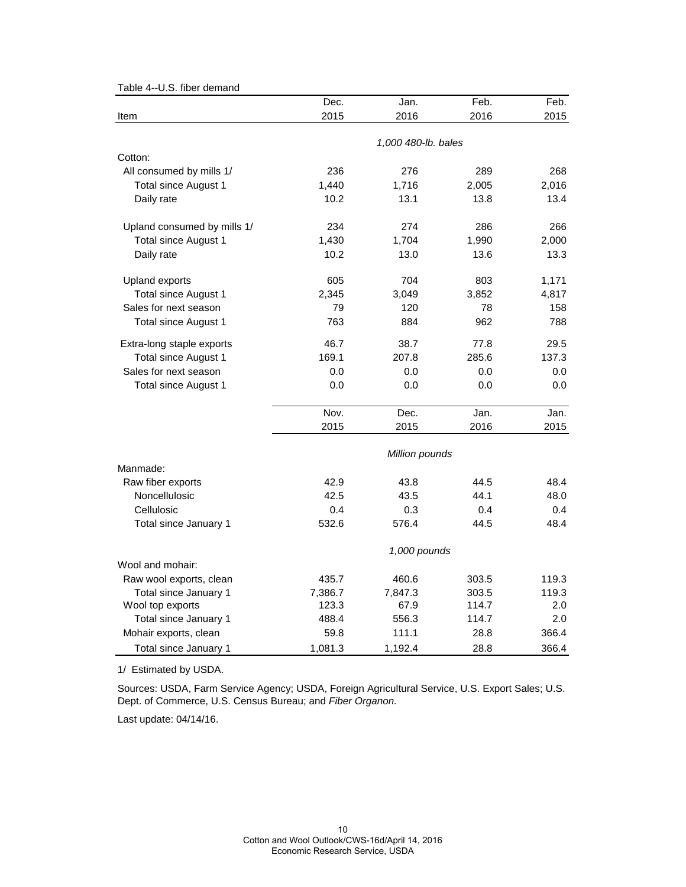Table 4--U.S. fiber demand

| Item | Dec. 2015 | Jan. 2016 | Feb. 2016 | Feb. 2015 |
|---|---|---|---|---|
| | *1,000 480-lb. bales* | | | |
| Cotton: | | | | |
| All consumed by mills 1/ | 236 | 276 | 289 | 268 |
| Total since August 1 | 1,440 | 1,716 | 2,005 | 2,016 |
| Daily rate | 10.2 | 13.1 | 13.8 | 13.4 |
| Upland consumed by mills 1/ | 234 | 274 | 286 | 266 |
| Total since August 1 | 1,430 | 1,704 | 1,990 | 2,000 |
| Daily rate | 10.2 | 13.0 | 13.6 | 13.3 |
| Upland exports | 605 | 704 | 803 | 1,171 |
| Total since August 1 | 2,345 | 3,049 | 3,852 | 4,817 |
| Sales for next season | 79 | 120 | 78 | 158 |
| Total since August 1 | 763 | 884 | 962 | 788 |
| Extra-long staple exports | 46.7 | 38.7 | 77.8 | 29.5 |
| Total since August 1 | 169.1 | 207.8 | 285.6 | 137.3 |
| Sales for next season | 0.0 | 0.0 | 0.0 | 0.0 |
| Total since August 1 | 0.0 | 0.0 | 0.0 | 0.0 |
| | **Nov. 2015** | **Dec. 2015** | **Jan. 2016** | **Jan. 2015** |
| | *Million pounds* | | | |
| Manmade: | | | | |
| Raw fiber exports | 42.9 | 43.8 | 44.5 | 48.4 |
| Noncellulosic | 42.5 | 43.5 | 44.1 | 48.0 |
| Cellulosic | 0.4 | 0.3 | 0.4 | 0.4 |
| Total since January 1 | 532.6 | 576.4 | 44.5 | 48.4 |
| | *1,000 pounds* | | | |
| Wool and mohair: | | | | |
| Raw wool exports, clean | 435.7 | 460.6 | 303.5 | 119.3 |
| Total since January 1 | 7,386.7 | 7,847.3 | 303.5 | 119.3 |
| Wool top exports | 123.3 | 67.9 | 114.7 | 2.0 |
| Total since January 1 | 488.4 | 556.3 | 114.7 | 2.0 |
| Mohair exports, clean | 59.8 | 111.1 | 28.8 | 366.4 |
| Total since January 1 | 1,081.3 | 1,192.4 | 28.8 | 366.4 |

1/ Estimated by USDA.

Sources: USDA, Farm Service Agency; USDA, Foreign Agricultural Service, U.S. Export Sales; U.S. Dept. of Commerce, U.S. Census Bureau; and *Fiber Organon.*

Last update: 04/14/16.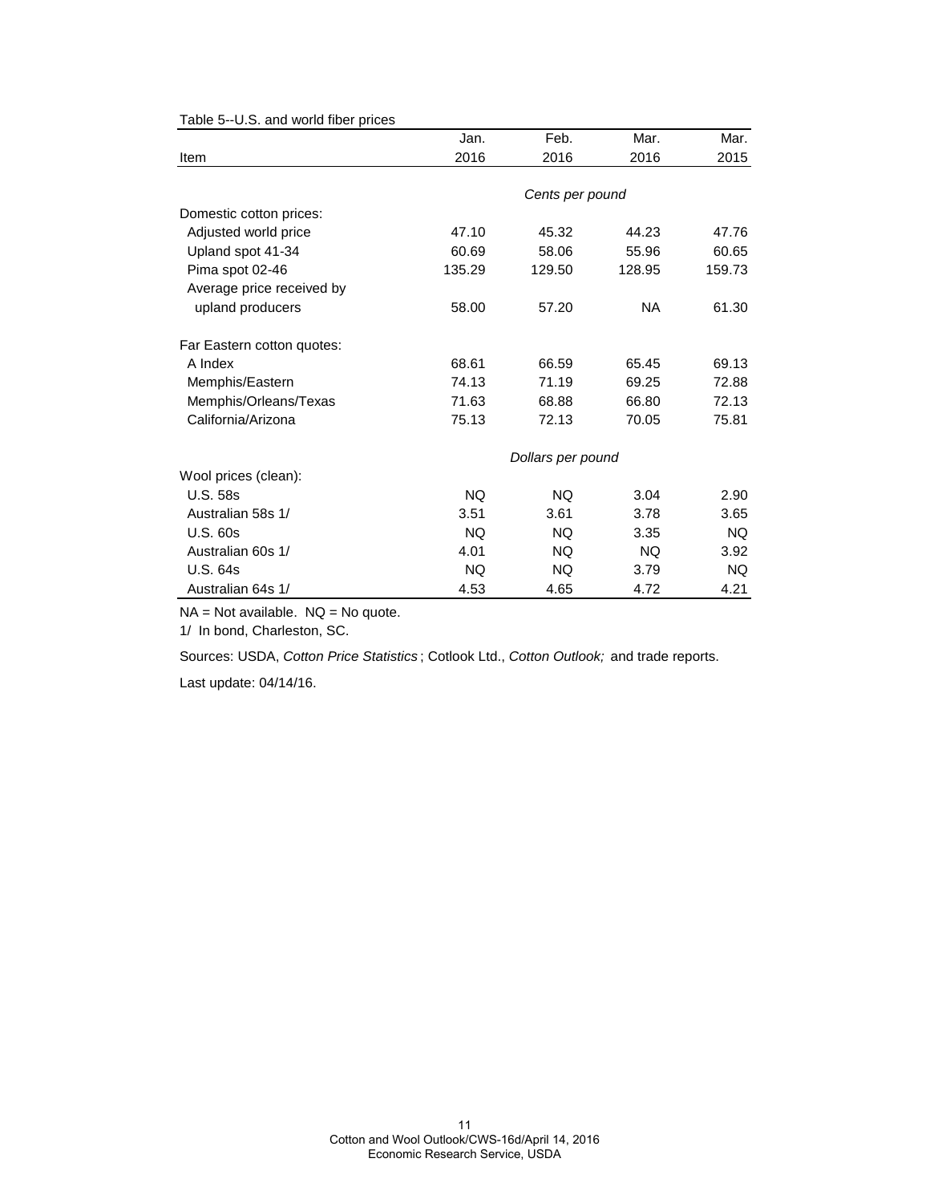Table 5--U.S. and world fiber prices

| Item | Jan. 2016 | Feb. 2016 | Mar. 2016 | Mar. 2015 |
|---|---|---|---|---|
| | *Cents per pound* | | | |
| Domestic cotton prices: | | | | |
| Adjusted world price | 47.10 | 45.32 | 44.23 | 47.76 |
| Upland spot 41-34 | 60.69 | 58.06 | 55.96 | 60.65 |
| Pima spot 02-46 | 135.29 | 129.50 | 128.95 | 159.73 |
| Average price received by upland producers | 58.00 | 57.20 | NA | 61.30 |
| Far Eastern cotton quotes: | | | | |
| A Index | 68.61 | 66.59 | 65.45 | 69.13 |
| Memphis/Eastern | 74.13 | 71.19 | 69.25 | 72.88 |
| Memphis/Orleans/Texas | 71.63 | 68.88 | 66.80 | 72.13 |
| California/Arizona | 75.13 | 72.13 | 70.05 | 75.81 |
| | *Dollars per pound* | | | |
| Wool prices (clean): | | | | |
| U.S. 58s | NQ | NQ | 3.04 | 2.90 |
| Australian 58s 1/ | 3.51 | 3.61 | 3.78 | 3.65 |
| U.S. 60s | NQ | NQ | 3.35 | NQ |
| Australian 60s 1/ | 4.01 | NQ | NQ | 3.92 |
| U.S. 64s | NQ | NQ | 3.79 | NQ |
| Australian 64s 1/ | 4.53 | 4.65 | 4.72 | 4.21 |

NA = Not available. NQ = No quote.

1/ In bond, Charleston, SC.

Sources: USDA, *Cotton Price Statistics*; Cotlook Ltd., *Cotton Outlook;* and trade reports.

Last update: 04/14/16.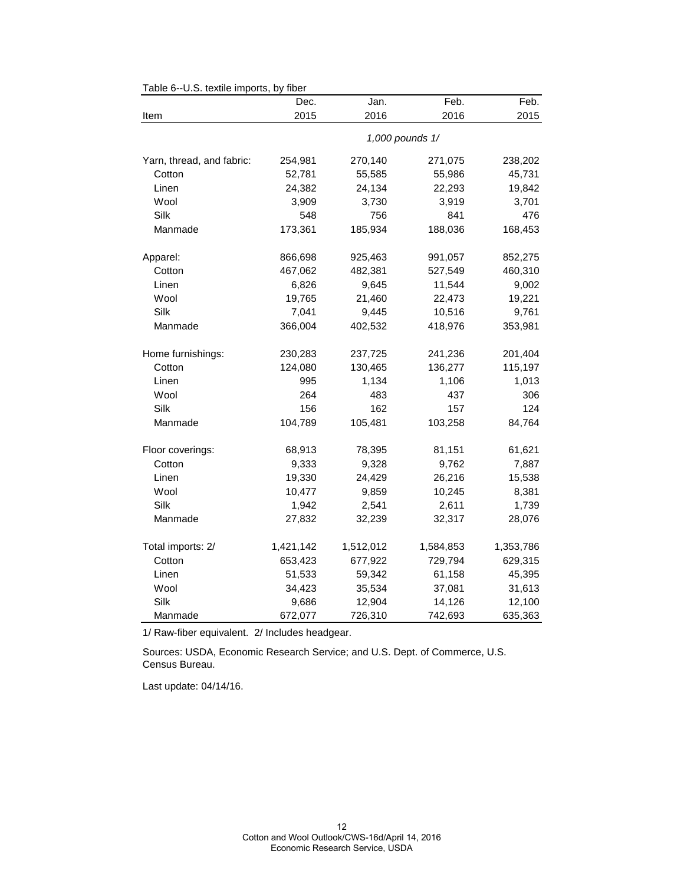Table 6--U.S. textile imports, by fiber

| Item | Dec. 2015 | Jan. 2016 | Feb. 2016 | Feb. 2015 |
|---|---|---|---|---|
| | *1,000 pounds 1/* | | | |
| Yarn, thread, and fabric: | 254,981 | 270,140 | 271,075 | 238,202 |
| Cotton | 52,781 | 55,585 | 55,986 | 45,731 |
| Linen | 24,382 | 24,134 | 22,293 | 19,842 |
| Wool | 3,909 | 3,730 | 3,919 | 3,701 |
| Silk | 548 | 756 | 841 | 476 |
| Manmade | 173,361 | 185,934 | 188,036 | 168,453 |
| Apparel: | 866,698 | 925,463 | 991,057 | 852,275 |
| Cotton | 467,062 | 482,381 | 527,549 | 460,310 |
| Linen | 6,826 | 9,645 | 11,544 | 9,002 |
| Wool | 19,765 | 21,460 | 22,473 | 19,221 |
| Silk | 7,041 | 9,445 | 10,516 | 9,761 |
| Manmade | 366,004 | 402,532 | 418,976 | 353,981 |
| Home furnishings: | 230,283 | 237,725 | 241,236 | 201,404 |
| Cotton | 124,080 | 130,465 | 136,277 | 115,197 |
| Linen | 995 | 1,134 | 1,106 | 1,013 |
| Wool | 264 | 483 | 437 | 306 |
| Silk | 156 | 162 | 157 | 124 |
| Manmade | 104,789 | 105,481 | 103,258 | 84,764 |
| Floor coverings: | 68,913 | 78,395 | 81,151 | 61,621 |
| Cotton | 9,333 | 9,328 | 9,762 | 7,887 |
| Linen | 19,330 | 24,429 | 26,216 | 15,538 |
| Wool | 10,477 | 9,859 | 10,245 | 8,381 |
| Silk | 1,942 | 2,541 | 2,611 | 1,739 |
| Manmade | 27,832 | 32,239 | 32,317 | 28,076 |
| Total imports: 2/ | 1,421,142 | 1,512,012 | 1,584,853 | 1,353,786 |
| Cotton | 653,423 | 677,922 | 729,794 | 629,315 |
| Linen | 51,533 | 59,342 | 61,158 | 45,395 |
| Wool | 34,423 | 35,534 | 37,081 | 31,613 |
| Silk | 9,686 | 12,904 | 14,126 | 12,100 |
| Manmade | 672,077 | 726,310 | 742,693 | 635,363 |

1/ Raw-fiber equivalent. 2/ Includes headgear.

Sources: USDA, Economic Research Service; and U.S. Dept. of Commerce, U.S. Census Bureau.

Last update: 04/14/16.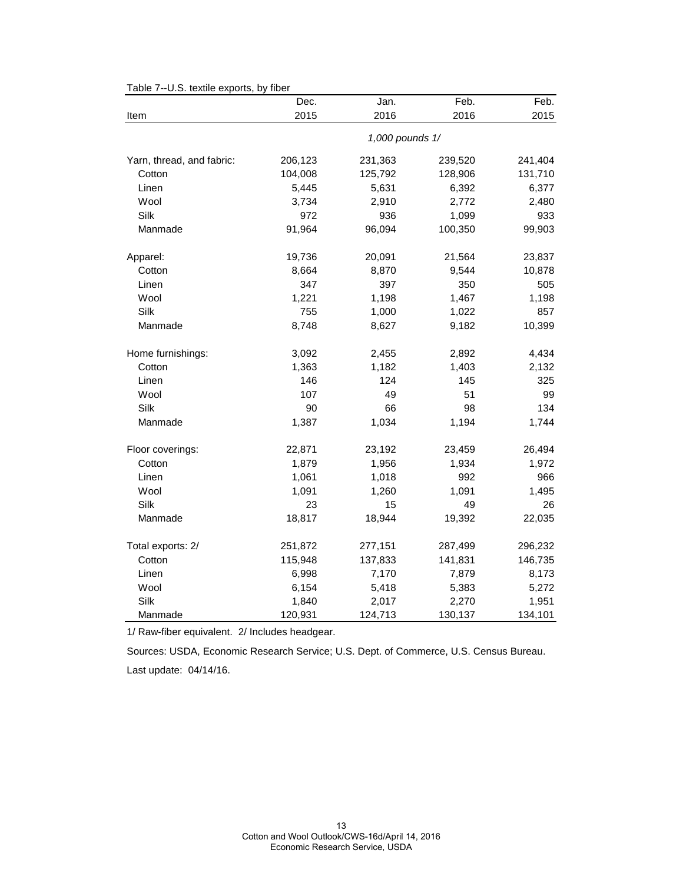Table 7--U.S. textile exports, by fiber

| Item | Dec. 2015 | Jan. 2016 | Feb. 2016 | Feb. 2015 |
|---|---|---|---|---|
| | *1,000 pounds 1/* | | | |
| Yarn, thread, and fabric: | 206,123 | 231,363 | 239,520 | 241,404 |
| Cotton | 104,008 | 125,792 | 128,906 | 131,710 |
| Linen | 5,445 | 5,631 | 6,392 | 6,377 |
| Wool | 3,734 | 2,910 | 2,772 | 2,480 |
| Silk | 972 | 936 | 1,099 | 933 |
| Manmade | 91,964 | 96,094 | 100,350 | 99,903 |
| Apparel: | 19,736 | 20,091 | 21,564 | 23,837 |
| Cotton | 8,664 | 8,870 | 9,544 | 10,878 |
| Linen | 347 | 397 | 350 | 505 |
| Wool | 1,221 | 1,198 | 1,467 | 1,198 |
| Silk | 755 | 1,000 | 1,022 | 857 |
| Manmade | 8,748 | 8,627 | 9,182 | 10,399 |
| Home furnishings: | 3,092 | 2,455 | 2,892 | 4,434 |
| Cotton | 1,363 | 1,182 | 1,403 | 2,132 |
| Linen | 146 | 124 | 145 | 325 |
| Wool | 107 | 49 | 51 | 99 |
| Silk | 90 | 66 | 98 | 134 |
| Manmade | 1,387 | 1,034 | 1,194 | 1,744 |
| Floor coverings: | 22,871 | 23,192 | 23,459 | 26,494 |
| Cotton | 1,879 | 1,956 | 1,934 | 1,972 |
| Linen | 1,061 | 1,018 | 992 | 966 |
| Wool | 1,091 | 1,260 | 1,091 | 1,495 |
| Silk | 23 | 15 | 49 | 26 |
| Manmade | 18,817 | 18,944 | 19,392 | 22,035 |
| Total exports: 2/ | 251,872 | 277,151 | 287,499 | 296,232 |
| Cotton | 115,948 | 137,833 | 141,831 | 146,735 |
| Linen | 6,998 | 7,170 | 7,879 | 8,173 |
| Wool | 6,154 | 5,418 | 5,383 | 5,272 |
| Silk | 1,840 | 2,017 | 2,270 | 1,951 |
| Manmade | 120,931 | 124,713 | 130,137 | 134,101 |

1/ Raw-fiber equivalent. 2/ Includes headgear.

Sources: USDA, Economic Research Service; U.S. Dept. of Commerce, U.S. Census Bureau.

Last update: 04/14/16.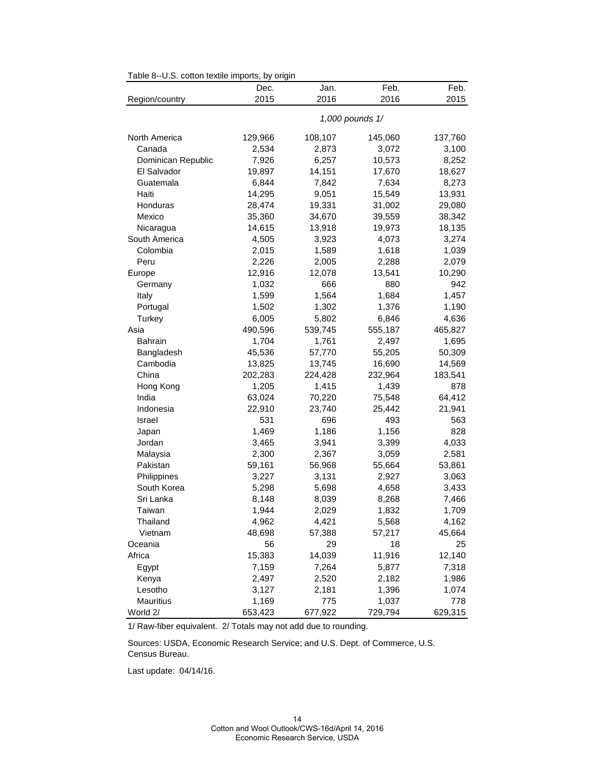Table 8--U.S. cotton textile imports, by origin

| Region/country | Dec. 2015 | Jan. 2016 | Feb. 2016 | Feb. 2015 |
|---|---|---|---|---|
| | *1,000 pounds 1/* | | | |
| North America | 129,966 | 108,107 | 145,060 | 137,760 |
| Canada | 2,534 | 2,873 | 3,072 | 3,100 |
| Dominican Republic | 7,926 | 6,257 | 10,573 | 8,252 |
| El Salvador | 19,897 | 14,151 | 17,670 | 18,627 |
| Guatemala | 6,844 | 7,842 | 7,634 | 8,273 |
| Haiti | 14,295 | 9,051 | 15,549 | 13,931 |
| Honduras | 28,474 | 19,331 | 31,002 | 29,080 |
| Mexico | 35,360 | 34,670 | 39,559 | 38,342 |
| Nicaragua | 14,615 | 13,918 | 19,973 | 18,135 |
| South America | 4,505 | 3,923 | 4,073 | 3,274 |
| Colombia | 2,015 | 1,589 | 1,618 | 1,039 |
| Peru | 2,226 | 2,005 | 2,288 | 2,079 |
| Europe | 12,916 | 12,078 | 13,541 | 10,290 |
| Germany | 1,032 | 666 | 880 | 942 |
| Italy | 1,599 | 1,564 | 1,684 | 1,457 |
| Portugal | 1,502 | 1,302 | 1,376 | 1,190 |
| Turkey | 6,005 | 5,802 | 6,846 | 4,636 |
| Asia | 490,596 | 539,745 | 555,187 | 465,827 |
| Bahrain | 1,704 | 1,761 | 2,497 | 1,695 |
| Bangladesh | 45,536 | 57,770 | 55,205 | 50,309 |
| Cambodia | 13,825 | 13,745 | 16,690 | 14,569 |
| China | 202,283 | 224,428 | 232,964 | 183,541 |
| Hong Kong | 1,205 | 1,415 | 1,439 | 878 |
| India | 63,024 | 70,220 | 75,548 | 64,412 |
| Indonesia | 22,910 | 23,740 | 25,442 | 21,941 |
| Israel | 531 | 696 | 493 | 563 |
| Japan | 1,469 | 1,186 | 1,156 | 828 |
| Jordan | 3,465 | 3,941 | 3,399 | 4,033 |
| Malaysia | 2,300 | 2,367 | 3,059 | 2,581 |
| Pakistan | 59,161 | 56,968 | 55,664 | 53,861 |
| Philippines | 3,227 | 3,131 | 2,927 | 3,063 |
| South Korea | 5,298 | 5,698 | 4,658 | 3,433 |
| Sri Lanka | 8,148 | 8,039 | 8,268 | 7,466 |
| Taiwan | 1,944 | 2,029 | 1,832 | 1,709 |
| Thailand | 4,962 | 4,421 | 5,568 | 4,162 |
| Vietnam | 48,698 | 57,388 | 57,217 | 45,664 |
| Oceania | 56 | 29 | 18 | 25 |
| Africa | 15,383 | 14,039 | 11,916 | 12,140 |
| Egypt | 7,159 | 7,264 | 5,877 | 7,318 |
| Kenya | 2,497 | 2,520 | 2,182 | 1,986 |
| Lesotho | 3,127 | 2,181 | 1,396 | 1,074 |
| Mauritius | 1,169 | 775 | 1,037 | 778 |
| World 2/ | 653,423 | 677,922 | 729,794 | 629,315 |

1/ Raw-fiber equivalent. 2/ Totals may not add due to rounding.

Sources: USDA, Economic Research Service; and U.S. Dept. of Commerce, U.S. Census Bureau.

Last update: 04/14/16.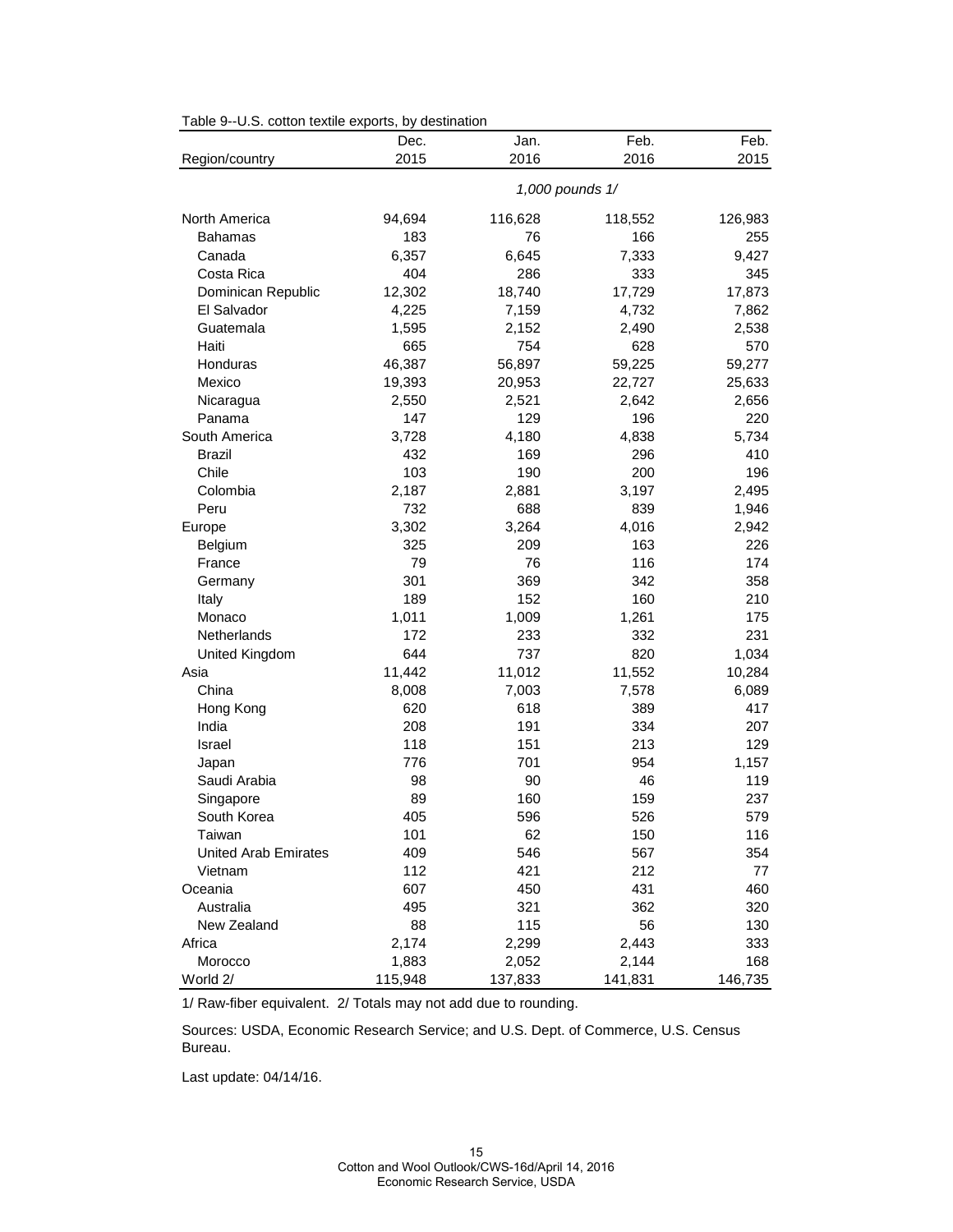Table 9--U.S. cotton textile exports, by destination

| Region/country | Dec. 2015 | Jan. 2016 | Feb. 2016 | Feb. 2015 |
|---|---|---|---|---|
| | *1,000 pounds 1/* | | | |
| North America | 94,694 | 116,628 | 118,552 | 126,983 |
| Bahamas | 183 | 76 | 166 | 255 |
| Canada | 6,357 | 6,645 | 7,333 | 9,427 |
| Costa Rica | 404 | 286 | 333 | 345 |
| Dominican Republic | 12,302 | 18,740 | 17,729 | 17,873 |
| El Salvador | 4,225 | 7,159 | 4,732 | 7,862 |
| Guatemala | 1,595 | 2,152 | 2,490 | 2,538 |
| Haiti | 665 | 754 | 628 | 570 |
| Honduras | 46,387 | 56,897 | 59,225 | 59,277 |
| Mexico | 19,393 | 20,953 | 22,727 | 25,633 |
| Nicaragua | 2,550 | 2,521 | 2,642 | 2,656 |
| Panama | 147 | 129 | 196 | 220 |
| South America | 3,728 | 4,180 | 4,838 | 5,734 |
| Brazil | 432 | 169 | 296 | 410 |
| Chile | 103 | 190 | 200 | 196 |
| Colombia | 2,187 | 2,881 | 3,197 | 2,495 |
| Peru | 732 | 688 | 839 | 1,946 |
| Europe | 3,302 | 3,264 | 4,016 | 2,942 |
| Belgium | 325 | 209 | 163 | 226 |
| France | 79 | 76 | 116 | 174 |
| Germany | 301 | 369 | 342 | 358 |
| Italy | 189 | 152 | 160 | 210 |
| Monaco | 1,011 | 1,009 | 1,261 | 175 |
| Netherlands | 172 | 233 | 332 | 231 |
| United Kingdom | 644 | 737 | 820 | 1,034 |
| Asia | 11,442 | 11,012 | 11,552 | 10,284 |
| China | 8,008 | 7,003 | 7,578 | 6,089 |
| Hong Kong | 620 | 618 | 389 | 417 |
| India | 208 | 191 | 334 | 207 |
| Israel | 118 | 151 | 213 | 129 |
| Japan | 776 | 701 | 954 | 1,157 |
| Saudi Arabia | 98 | 90 | 46 | 119 |
| Singapore | 89 | 160 | 159 | 237 |
| South Korea | 405 | 596 | 526 | 579 |
| Taiwan | 101 | 62 | 150 | 116 |
| United Arab Emirates | 409 | 546 | 567 | 354 |
| Vietnam | 112 | 421 | 212 | 77 |
| Oceania | 607 | 450 | 431 | 460 |
| Australia | 495 | 321 | 362 | 320 |
| New Zealand | 88 | 115 | 56 | 130 |
| Africa | 2,174 | 2,299 | 2,443 | 333 |
| Morocco | 1,883 | 2,052 | 2,144 | 168 |
| World 2/ | 115,948 | 137,833 | 141,831 | 146,735 |

1/ Raw-fiber equivalent. 2/ Totals may not add due to rounding.

Sources: USDA, Economic Research Service; and U.S. Dept. of Commerce, U.S. Census Bureau.

Last update: 04/14/16.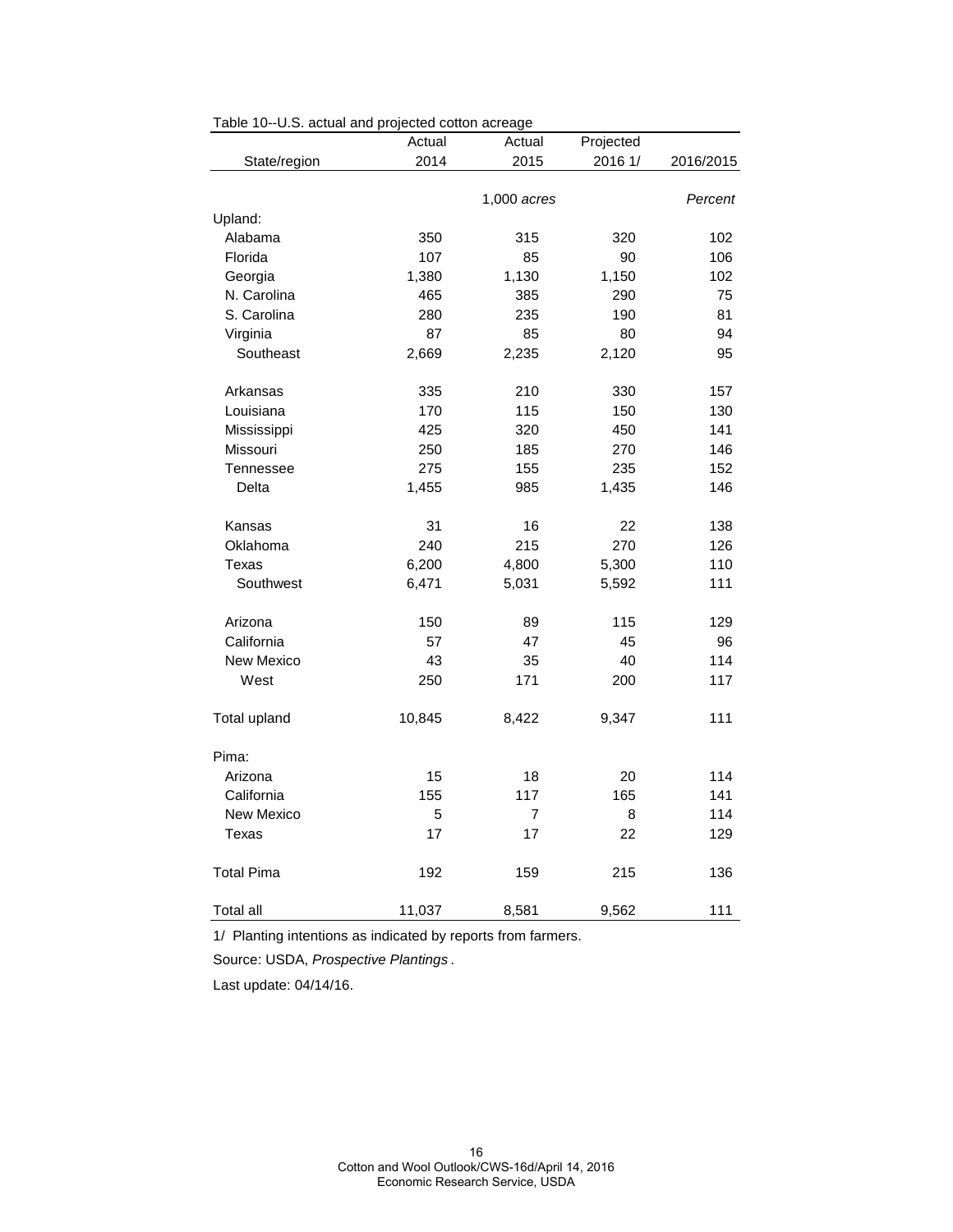Table 10--U.S. actual and projected cotton acreage

| State/region | Actual 2014 | Actual 2015 | Projected 2016 1/ | 2016/2015 |
|---|---|---|---|---|
| | | 1,000 *acres* | | *Percent* |
| Upland: | | | | |
| Alabama | 350 | 315 | 320 | 102 |
| Florida | 107 | 85 | 90 | 106 |
| Georgia | 1,380 | 1,130 | 1,150 | 102 |
| N. Carolina | 465 | 385 | 290 | 75 |
| S. Carolina | 280 | 235 | 190 | 81 |
| Virginia | 87 | 85 | 80 | 94 |
| Southeast | 2,669 | 2,235 | 2,120 | 95 |
| | | | | |
| Arkansas | 335 | 210 | 330 | 157 |
| Louisiana | 170 | 115 | 150 | 130 |
| Mississippi | 425 | 320 | 450 | 141 |
| Missouri | 250 | 185 | 270 | 146 |
| Tennessee | 275 | 155 | 235 | 152 |
| Delta | 1,455 | 985 | 1,435 | 146 |
| | | | | |
| Kansas | 31 | 16 | 22 | 138 |
| Oklahoma | 240 | 215 | 270 | 126 |
| Texas | 6,200 | 4,800 | 5,300 | 110 |
| Southwest | 6,471 | 5,031 | 5,592 | 111 |
| | | | | |
| Arizona | 150 | 89 | 115 | 129 |
| California | 57 | 47 | 45 | 96 |
| New Mexico | 43 | 35 | 40 | 114 |
| West | 250 | 171 | 200 | 117 |
| | | | | |
| Total upland | 10,845 | 8,422 | 9,347 | 111 |
| | | | | |
| Pima: | | | | |
| Arizona | 15 | 18 | 20 | 114 |
| California | 155 | 117 | 165 | 141 |
| New Mexico | 5 | 7 | 8 | 114 |
| Texas | 17 | 17 | 22 | 129 |
| | | | | |
| Total Pima | 192 | 159 | 215 | 136 |
| | | | | |
| Total all | 11,037 | 8,581 | 9,562 | 111 |

1/ Planting intentions as indicated by reports from farmers.

Source: USDA, *Prospective Plantings*.

Last update: 04/14/16.